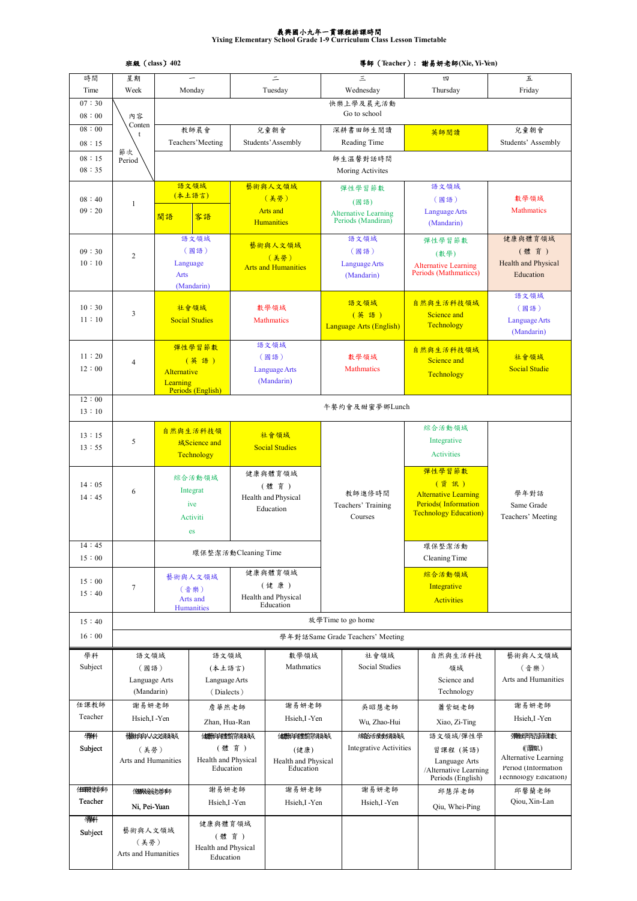# 義興國小九年一貫課程排課時間

**Yixing Elementary School Grade 1-9 Curriculum Class Lesson Timetable**

班級（class）402　　　　導師（Teacher）：謝易妍老師(Xie, Yi-Yen)

| 時間 Time | 星期 Week / 內容 Content / 節次 Period | 一 Monday | 二 Tuesday | 三 Wednesday | 四 Thursday | 五 Friday |
|---|---|---|---|---|---|---|
| 07：30 08：00 | | 快樂上學及晨光活動 Go to school | | | | |
| 08：00 08：15 | | 教師晨會 Teachers'Meeting | 兒童朝會 Students'Assembly | 深耕書田師生閱讀 Reading Time | 英師閱讀 | 兒童朝會 Students' Assembly |
| 08：15 08：35 | | 師生溫馨對話時間 Moring Activities | | | | |
| 08：40 09：20 | 1 | 語文領域（本土語言）閩語 / 客語 | 藝術與人文領域（美勞）Arts and Humanities | 彈性學習節數（國語）Alternative Learning Periods (Mandiran) | 語文領域（國語）Language Arts (Mandarin) | 數學領域 Mathmatics |
| 09：30 10：10 | 2 | 語文領域（國語）Language Arts (Mandarin) | 藝術與人文領域（美勞）Arts and Humanities | 語文領域（國語）Language Arts (Mandarin) | 彈性學習節數（數學）Alternative Learning Periods (Mathmaticcs) | 健康與體育領域（體育）Health and Physical Education |
| 10：30 11：10 | 3 | 社會領域 Social Studies | 數學領域 Mathmatics | 語文領域（英語）Language Arts (English) | 自然與生活科技領域 Science and Technology | 語文領域（國語）Language Arts (Mandarin) |
| 11：20 12：00 | 4 | 彈性學習節數（英語）Alternative Learning Periods (English) | 語文領域（國語）Language Arts (Mandarin) | 數學領域 Mathmatics | 自然與生活科技領域 Science and Technology | 社會領域 Social Studie |
| 12：00 13：10 | | 午餐約會及甜蜜夢鄉Lunch | | | | |
| 13：15 13：55 | 5 | 自然與生活科技領域Science and Technology | 社會領域 Social Studies | 教師進修時間 Teachers' Training Courses | 綜合活動領域 Integrative Activities | 學年對話 Same Grade Teachers' Meeting |
| 14：05 14：45 | 6 | 綜合活動領域 Integrative Activities | 健康與體育領域（體育）Health and Physical Education | | 彈性學習節數（資訊）Alternative Learning Periods( Information Technology Education) | |
| 14：45 15：00 | | 環保整潔活動Cleaning Time | | | 環保整潔活動 Cleaning Time | |
| 15：00 15：40 | 7 | 藝術與人文領域（音樂）Arts and Humanities | 健康與體育領域（健康）Health and Physical Education | | 綜合活動領域 Integrative Activities | |
| 15：40 | | 放學Time to go home | | | | |
| 16：00 | | 學年對話Same Grade Teachers' Meeting | | | | |

| 學科 Subject | 語文領域（國語）Language Arts (Mandarin) | 語文領域（本土語言）Language Arts (Dialects) | 數學領域 Mathmatics | 社會領域 Social Studies | 自然與生活科技領域 Science and Technology | 藝術與人文領域（音樂）Arts and Humanities |
|---|---|---|---|---|---|---|
| 任課教師 Teacher | 謝易妍老師 Hsieh,I -Yen | 詹華然老師 Zhan, Hua-Ran | 謝易妍老師 Hsieh,I -Yen | 吳昭慧老師 Wu, Zhao-Hui | 蕭紫婷老師 Xiao, Zi-Ting | 謝易妍老師 Hsieh,I -Yen |
| 學科 Subject | 藝術與人文領域（美勞）Arts and Humanities | 健康與體育領域（體育）Health and Physical Education | 健康與體育領域（健康）Health and Physical Education | 綜合活動領域 Integrative Activities | 語文領域/彈性學習課程（英語）Language Arts /Alternative Learning Periods (English) | 彈性學習節數（資訊）Alternative Learning Period (Information Technology Education) |
| 任課教師 Teacher | 倪珮緣老師 Ni, Pei-Yuan | 謝易妍老師 Hsieh,I -Yen | 謝易妍老師 Hsieh,I -Yen | 謝易妍老師 Hsieh,I -Yen | 邱慧萍老師 Qiu, Whei-Ping | 邱馨蘭老師 Qiou, Xin-Lan |
| 學科 Subject | 藝術與人文領域（美勞）Arts and Humanities | 健康與體育領域（體育）Health and Physical Education | | | | |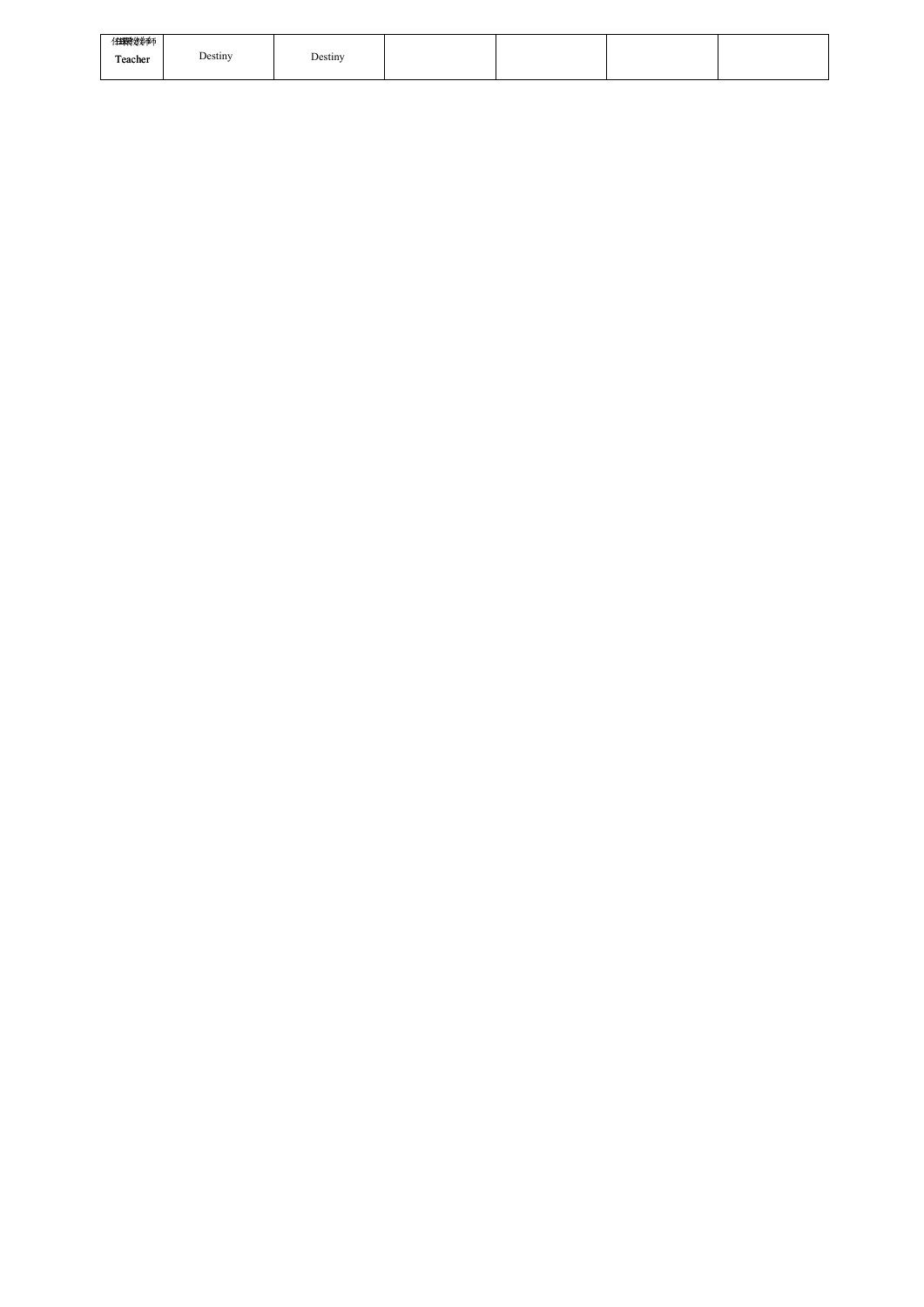| | | | | | | |
|---|---|---|---|---|---|---|
| 任課教師 Teacher | Destiny | Destiny | | | | |